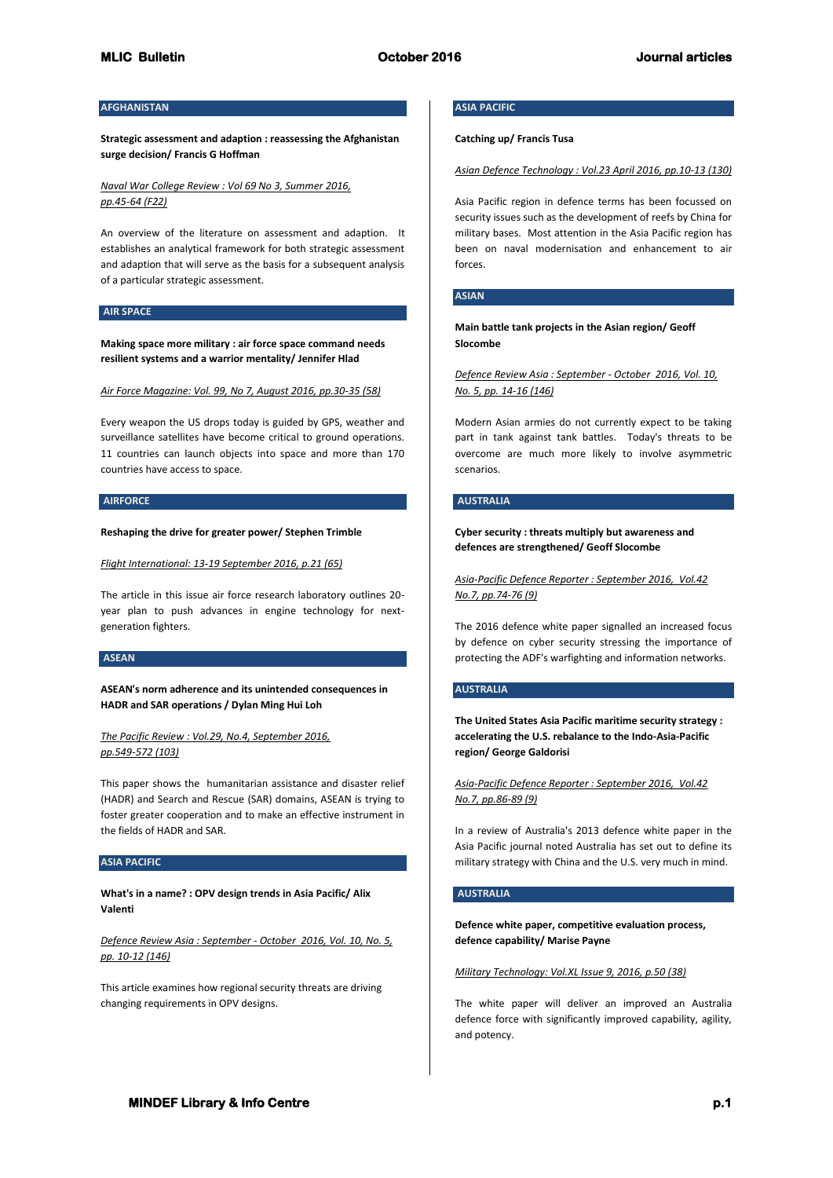## AFGHANISTAN

**Strategic assessment and adaption : reassessing the Afghanistan surge decision/ Francis G Hoffman**

Naval War College Review : Vol 69 No 3, Summer 2016, pp.45-64 (F22)

An overview of the literature on assessment and adaption. It establishes an analytical framework for both strategic assessment and adaption that will serve as the basis for a subsequent analysis of a particular strategic assessment.

## AIR SPACE

**Making space more military : air force space command needs resilient systems and a warrior mentality/ Jennifer Hlad**

Air Force Magazine: Vol. 99, No 7, August 2016, pp.30-35 (58)

Every weapon the US drops today is guided by GPS, weather and surveillance satellites have become critical to ground operations. 11 countries can launch objects into space and more than 170 countries have access to space.

## AIRFORCE

**Reshaping the drive for greater power/ Stephen Trimble**

Flight International: 13-19 September 2016, p.21 (65)

The article in this issue air force research laboratory outlines 20-year plan to push advances in engine technology for next-generation fighters.

## ASEAN

**ASEAN's norm adherence and its unintended consequences in HADR and SAR operations / Dylan Ming Hui Loh**

The Pacific Review : Vol.29, No.4, September 2016, pp.549-572 (103)

This paper shows the humanitarian assistance and disaster relief (HADR) and Search and Rescue (SAR) domains, ASEAN is trying to foster greater cooperation and to make an effective instrument in the fields of HADR and SAR.

## ASIA PACIFIC

**What's in a name? : OPV design trends in Asia Pacific/ Alix Valenti**

Defence Review Asia : September - October 2016, Vol. 10, No. 5, pp. 10-12 (146)

This article examines how regional security threats are driving changing requirements in OPV designs.

## ASIA PACIFIC

**Catching up/ Francis Tusa**

Asian Defence Technology : Vol.23 April 2016, pp.10-13 (130)

Asia Pacific region in defence terms has been focussed on security issues such as the development of reefs by China for military bases. Most attention in the Asia Pacific region has been on naval modernisation and enhancement to air forces.

## ASIAN

**Main battle tank projects in the Asian region/ Geoff Slocombe**

Defence Review Asia : September - October 2016, Vol. 10, No. 5, pp. 14-16 (146)

Modern Asian armies do not currently expect to be taking part in tank against tank battles. Today's threats to be overcome are much more likely to involve asymmetric scenarios.

## AUSTRALIA

**Cyber security : threats multiply but awareness and defences are strengthened/ Geoff Slocombe**

Asia-Pacific Defence Reporter : September 2016, Vol.42 No.7, pp.74-76 (9)

The 2016 defence white paper signalled an increased focus by defence on cyber security stressing the importance of protecting the ADF's warfighting and information networks.

## AUSTRALIA

**The United States Asia Pacific maritime security strategy : accelerating the U.S. rebalance to the Indo-Asia-Pacific region/ George Galdorisi**

Asia-Pacific Defence Reporter : September 2016, Vol.42 No.7, pp.86-89 (9)

In a review of Australia's 2013 defence white paper in the Asia Pacific journal noted Australia has set out to define its military strategy with China and the U.S. very much in mind.

## AUSTRALIA

**Defence white paper, competitive evaluation process, defence capability/ Marise Payne**

Military Technology: Vol.XL Issue 9, 2016, p.50 (38)

The white paper will deliver an improved an Australia defence force with significantly improved capability, agility, and potency.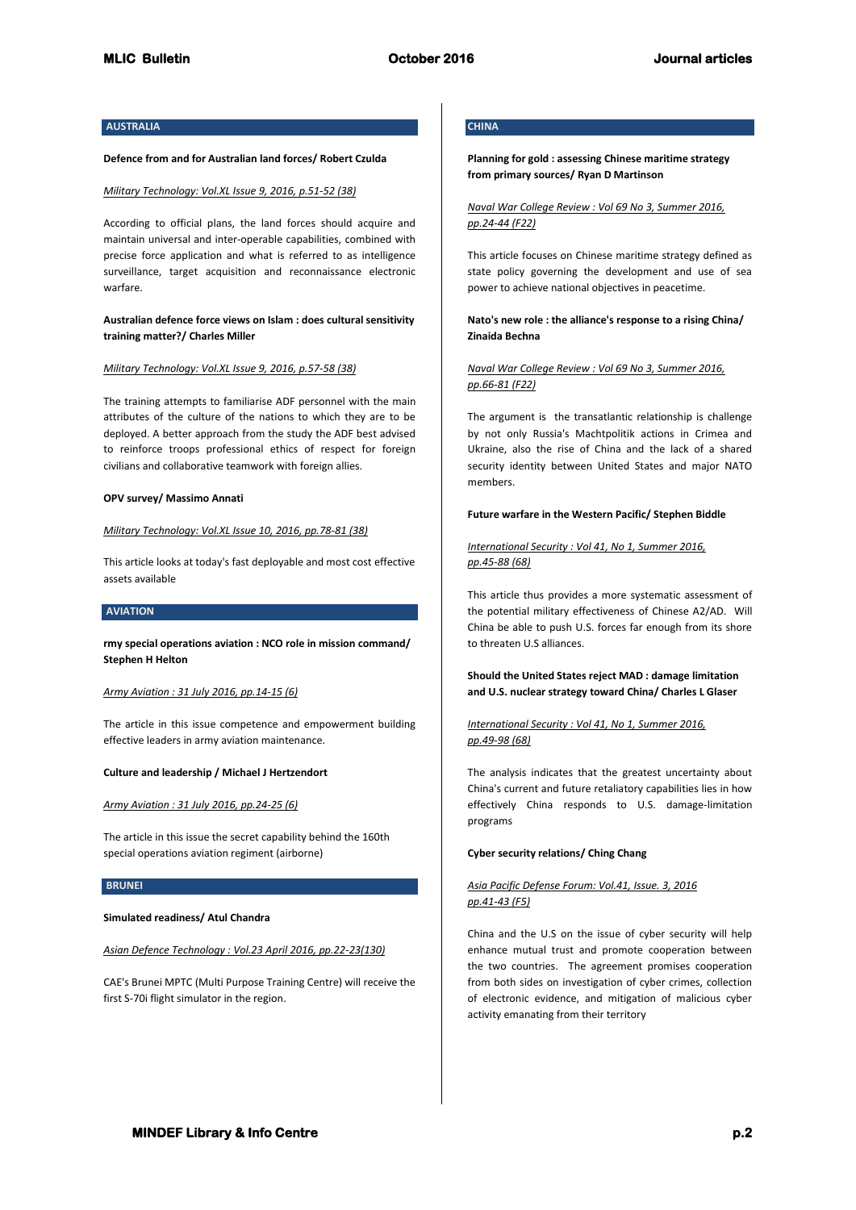## AUSTRALIA

**Defence from and for Australian land forces/ Robert Czulda**

*Military Technology: Vol.XL Issue 9, 2016, p.51-52 (38)*

According to official plans, the land forces should acquire and maintain universal and inter-operable capabilities, combined with precise force application and what is referred to as intelligence surveillance, target acquisition and reconnaissance electronic warfare.

**Australian defence force views on Islam : does cultural sensitivity training matter?/ Charles Miller**

*Military Technology: Vol.XL Issue 9, 2016, p.57-58 (38)*

The training attempts to familiarise ADF personnel with the main attributes of the culture of the nations to which they are to be deployed. A better approach from the study the ADF best advised to reinforce troops professional ethics of respect for foreign civilians and collaborative teamwork with foreign allies.

**OPV survey/ Massimo Annati**

*Military Technology: Vol.XL Issue 10, 2016, pp.78-81 (38)*

This article looks at today's fast deployable and most cost effective assets available

## AVIATION

**rmy special operations aviation : NCO role in mission command/ Stephen H Helton**

*Army Aviation : 31 July 2016, pp.14-15 (6)*

The article in this issue competence and empowerment building effective leaders in army aviation maintenance.

**Culture and leadership / Michael J Hertzendort**

*Army Aviation : 31 July 2016, pp.24-25 (6)*

The article in this issue the secret capability behind the 160th special operations aviation regiment (airborne)

## BRUNEI

**Simulated readiness/ Atul Chandra**

*Asian Defence Technology : Vol.23 April 2016, pp.22-23(130)*

CAE's Brunei MPTC (Multi Purpose Training Centre) will receive the first S-70i flight simulator in the region.

## CHINA

**Planning for gold : assessing Chinese maritime strategy from primary sources/ Ryan D Martinson**

*Naval War College Review : Vol 69 No 3, Summer 2016, pp.24-44 (F22)*

This article focuses on Chinese maritime strategy defined as state policy governing the development and use of sea power to achieve national objectives in peacetime.

**Nato's new role : the alliance's response to a rising China/ Zinaida Bechna**

*Naval War College Review : Vol 69 No 3, Summer 2016, pp.66-81 (F22)*

The argument is the transatlantic relationship is challenge by not only Russia's Machtpolitik actions in Crimea and Ukraine, also the rise of China and the lack of a shared security identity between United States and major NATO members.

**Future warfare in the Western Pacific/ Stephen Biddle**

*International Security : Vol 41, No 1, Summer 2016, pp.45-88 (68)*

This article thus provides a more systematic assessment of the potential military effectiveness of Chinese A2/AD. Will China be able to push U.S. forces far enough from its shore to threaten U.S alliances.

**Should the United States reject MAD : damage limitation and U.S. nuclear strategy toward China/ Charles L Glaser**

*International Security : Vol 41, No 1, Summer 2016, pp.49-98 (68)*

The analysis indicates that the greatest uncertainty about China's current and future retaliatory capabilities lies in how effectively China responds to U.S. damage-limitation programs

**Cyber security relations/ Ching Chang**

*Asia Pacific Defense Forum: Vol.41, Issue. 3, 2016 pp.41-43 (F5)*

China and the U.S on the issue of cyber security will help enhance mutual trust and promote cooperation between the two countries. The agreement promises cooperation from both sides on investigation of cyber crimes, collection of electronic evidence, and mitigation of malicious cyber activity emanating from their territory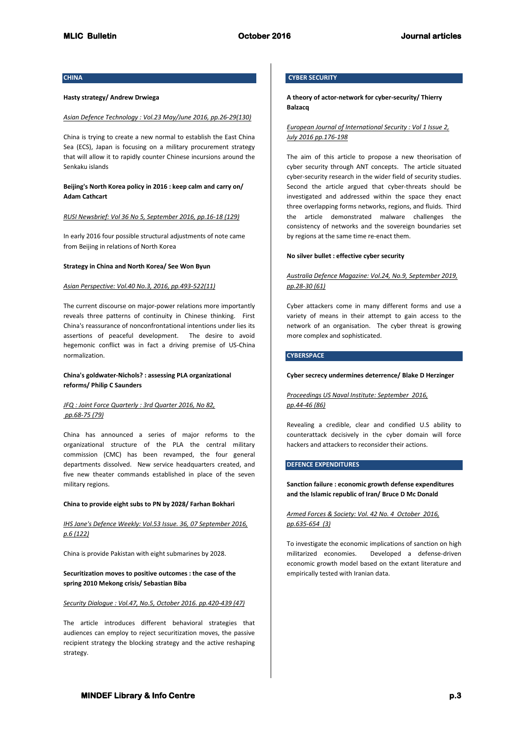## CHINA

**Hasty strategy/ Andrew Drwiega**

*Asian Defence Technology : Vol.23 May/June 2016, pp.26-29(130)*

China is trying to create a new normal to establish the East China Sea (ECS), Japan is focusing on a military procurement strategy that will allow it to rapidly counter Chinese incursions around the Senkaku islands

**Beijing's North Korea policy in 2016 : keep calm and carry on/ Adam Cathcart**

*RUSI Newsbrief: Vol 36 No 5, September 2016, pp.16-18 (129)*

In early 2016 four possible structural adjustments of note came from Beijing in relations of North Korea

**Strategy in China and North Korea/ See Won Byun**

*Asian Perspective: Vol.40 No.3, 2016, pp.493-522(11)*

The current discourse on major-power relations more importantly reveals three patterns of continuity in Chinese thinking. First China's reassurance of nonconfrontational intentions under lies its assertions of peaceful development. The desire to avoid hegemonic conflict was in fact a driving premise of US-China normalization.

**China's goldwater-Nichols? : assessing PLA organizational reforms/ Philip C Saunders**

*JFQ : Joint Force Quarterly : 3rd Quarter 2016, No 82, pp.68-75 (79)*

China has announced a series of major reforms to the organizational structure of the PLA the central military commission (CMC) has been revamped, the four general departments dissolved. New service headquarters created, and five new theater commands established in place of the seven military regions.

**China to provide eight subs to PN by 2028/ Farhan Bokhari**

*IHS Jane's Defence Weekly: Vol.53 Issue. 36, 07 September 2016, p.6 (122)*

China is provide Pakistan with eight submarines by 2028.

**Securitization moves to positive outcomes : the case of the spring 2010 Mekong crisis/ Sebastian Biba**

*Security Dialogue : Vol.47, No.5, October 2016. pp.420-439 (47)*

The article introduces different behavioral strategies that audiences can employ to reject securitization moves, the passive recipient strategy the blocking strategy and the active reshaping strategy.

## CYBER SECURITY

**A theory of actor-network for cyber-security/ Thierry Balzacq**

*European Journal of International Security : Vol 1 Issue 2, July 2016 pp.176-198*

The aim of this article to propose a new theorisation of cyber security through ANT concepts. The article situated cyber-security research in the wider field of security studies. Second the article argued that cyber-threats should be investigated and addressed within the space they enact three overlapping forms networks, regions, and fluids. Third the article demonstrated malware challenges the consistency of networks and the sovereign boundaries set by regions at the same time re-enact them.

**No silver bullet : effective cyber security**

*Australia Defence Magazine: Vol.24, No.9, September 2019, pp.28-30 (61)*

Cyber attackers come in many different forms and use a variety of means in their attempt to gain access to the network of an organisation. The cyber threat is growing more complex and sophisticated.

## CYBERSPACE

**Cyber secrecy undermines deterrence/ Blake D Herzinger**

*Proceedings US Naval Institute: September 2016, pp.44-46 (86)*

Revealing a credible, clear and condified U.S ability to counterattack decisively in the cyber domain will force hackers and attackers to reconsider their actions.

## DEFENCE EXPENDITURES

**Sanction failure : economic growth defense expenditures and the Islamic republic of Iran/ Bruce D Mc Donald**

*Armed Forces & Society: Vol. 42 No. 4 October 2016, pp.635-654 (3)*

To investigate the economic implications of sanction on high militarized economies. Developed a defense-driven economic growth model based on the extant literature and empirically tested with Iranian data.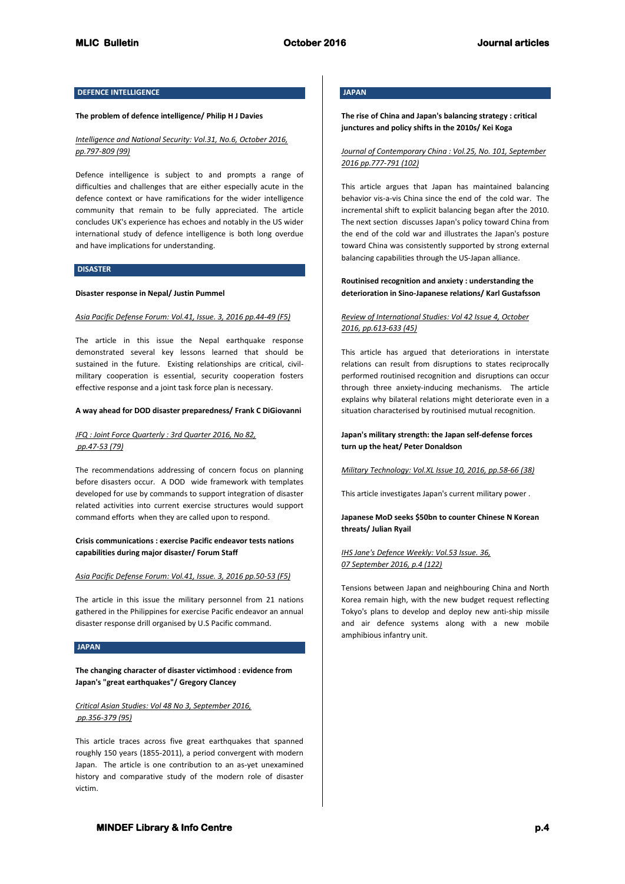## DEFENCE INTELLIGENCE

**The problem of defence intelligence/ Philip H J Davies**

*Intelligence and National Security: Vol.31, No.6, October 2016, pp.797-809 (99)*

Defence intelligence is subject to and prompts a range of difficulties and challenges that are either especially acute in the defence context or have ramifications for the wider intelligence community that remain to be fully appreciated. The article concludes UK's experience has echoes and notably in the US wider international study of defence intelligence is both long overdue and have implications for understanding.

## DISASTER

**Disaster response in Nepal/ Justin Pummel**

*Asia Pacific Defense Forum: Vol.41, Issue. 3, 2016 pp.44-49 (F5)*

The article in this issue the Nepal earthquake response demonstrated several key lessons learned that should be sustained in the future. Existing relationships are critical, civil-military cooperation is essential, security cooperation fosters effective response and a joint task force plan is necessary.

**A way ahead for DOD disaster preparedness/ Frank C DiGiovanni**

*JFQ : Joint Force Quarterly : 3rd Quarter 2016, No 82, pp.47-53 (79)*

The recommendations addressing of concern focus on planning before disasters occur. A DOD wide framework with templates developed for use by commands to support integration of disaster related activities into current exercise structures would support command efforts when they are called upon to respond.

**Crisis communications : exercise Pacific endeavor tests nations capabilities during major disaster/ Forum Staff**

*Asia Pacific Defense Forum: Vol.41, Issue. 3, 2016 pp.50-53 (F5)*

The article in this issue the military personnel from 21 nations gathered in the Philippines for exercise Pacific endeavor an annual disaster response drill organised by U.S Pacific command.

## JAPAN

**The changing character of disaster victimhood : evidence from Japan's "great earthquakes"/ Gregory Clancey**

*Critical Asian Studies: Vol 48 No 3, September 2016, pp.356-379 (95)*

This article traces across five great earthquakes that spanned roughly 150 years (1855-2011), a period convergent with modern Japan. The article is one contribution to an as-yet unexamined history and comparative study of the modern role of disaster victim.

## JAPAN

**The rise of China and Japan's balancing strategy : critical junctures and policy shifts in the 2010s/ Kei Koga**

*Journal of Contemporary China : Vol.25, No. 101, September 2016 pp.777-791 (102)*

This article argues that Japan has maintained balancing behavior vis-a-vis China since the end of the cold war. The incremental shift to explicit balancing began after the 2010. The next section discusses Japan's policy toward China from the end of the cold war and illustrates the Japan's posture toward China was consistently supported by strong external balancing capabilities through the US-Japan alliance.

**Routinised recognition and anxiety : understanding the deterioration in Sino-Japanese relations/ Karl Gustafsson**

*Review of International Studies: Vol 42 Issue 4, October 2016, pp.613-633 (45)*

This article has argued that deteriorations in interstate relations can result from disruptions to states reciprocally performed routinised recognition and disruptions can occur through three anxiety-inducing mechanisms. The article explains why bilateral relations might deteriorate even in a situation characterised by routinised mutual recognition.

**Japan's military strength: the Japan self-defense forces turn up the heat/ Peter Donaldson**

*Military Technology: Vol.XL Issue 10, 2016, pp.58-66 (38)*

This article investigates Japan's current military power .

**Japanese MoD seeks $50bn to counter Chinese N Korean threats/ Julian Ryail**

*IHS Jane's Defence Weekly: Vol.53 Issue. 36, 07 September 2016, p.4 (122)*

Tensions between Japan and neighbouring China and North Korea remain high, with the new budget request reflecting Tokyo's plans to develop and deploy new anti-ship missile and air defence systems along with a new mobile amphibious infantry unit.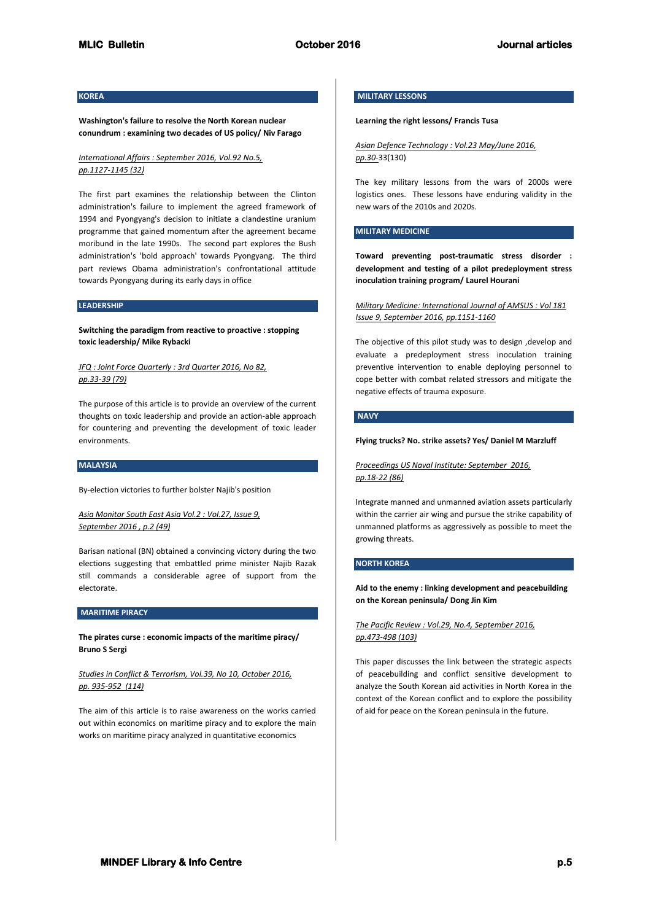## KOREA

**Washington's failure to resolve the North Korean nuclear conundrum : examining two decades of US policy/ Niv Farago**

International Affairs : September 2016, Vol.92 No.5, pp.1127-1145 (32)

The first part examines the relationship between the Clinton administration's failure to implement the agreed framework of 1994 and Pyongyang's decision to initiate a clandestine uranium programme that gained momentum after the agreement became moribund in the late 1990s. The second part explores the Bush administration's 'bold approach' towards Pyongyang. The third part reviews Obama administration's confrontational attitude towards Pyongyang during its early days in office

## LEADERSHIP

**Switching the paradigm from reactive to proactive : stopping toxic leadership/ Mike Rybacki**

JFQ : Joint Force Quarterly : 3rd Quarter 2016, No 82, pp.33-39 (79)

The purpose of this article is to provide an overview of the current thoughts on toxic leadership and provide an action-able approach for countering and preventing the development of toxic leader environments.

## MALAYSIA

By-election victories to further bolster Najib's position

Asia Monitor South East Asia Vol.2 : Vol.27, Issue 9, September 2016 , p.2 (49)

Barisan national (BN) obtained a convincing victory during the two elections suggesting that embattled prime minister Najib Razak still commands a considerable agree of support from the electorate.

## MARITIME PIRACY

**The pirates curse : economic impacts of the maritime piracy/ Bruno S Sergi**

Studies in Conflict & Terrorism, Vol.39, No 10, October 2016, pp. 935-952 (114)

The aim of this article is to raise awareness on the works carried out within economics on maritime piracy and to explore the main works on maritime piracy analyzed in quantitative economics

## MILITARY LESSONS

**Learning the right lessons/ Francis Tusa**

Asian Defence Technology : Vol.23 May/June 2016, pp.30-33(130)

The key military lessons from the wars of 2000s were logistics ones. These lessons have enduring validity in the new wars of the 2010s and 2020s.

## MILITARY MEDICINE

**Toward preventing post-traumatic stress disorder : development and testing of a pilot predeployment stress inoculation training program/ Laurel Hourani**

Military Medicine: International Journal of AMSUS : Vol 181 Issue 9, September 2016, pp.1151-1160

The objective of this pilot study was to design ,develop and evaluate a predeployment stress inoculation training preventive intervention to enable deploying personnel to cope better with combat related stressors and mitigate the negative effects of trauma exposure.

## NAVY

**Flying trucks? No. strike assets? Yes/ Daniel M Marzluff**

Proceedings US Naval Institute: September 2016, pp.18-22 (86)

Integrate manned and unmanned aviation assets particularly within the carrier air wing and pursue the strike capability of unmanned platforms as aggressively as possible to meet the growing threats.

## NORTH KOREA

**Aid to the enemy : linking development and peacebuilding on the Korean peninsula/ Dong Jin Kim**

The Pacific Review : Vol.29, No.4, September 2016, pp.473-498 (103)

This paper discusses the link between the strategic aspects of peacebuilding and conflict sensitive development to analyze the South Korean aid activities in North Korea in the context of the Korean conflict and to explore the possibility of aid for peace on the Korean peninsula in the future.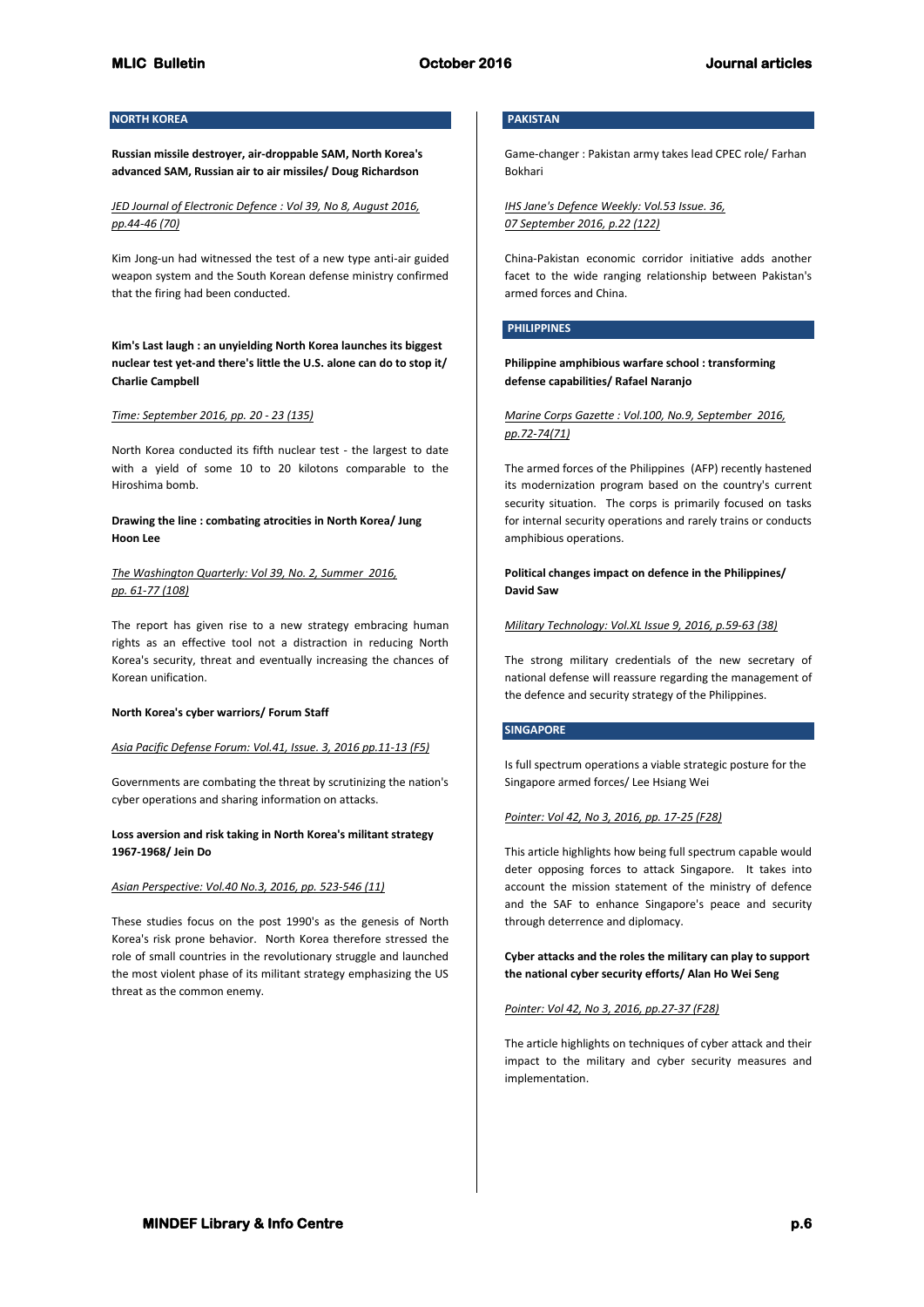## NORTH KOREA

**Russian missile destroyer, air-droppable SAM, North Korea's advanced SAM, Russian air to air missiles/ Doug Richardson**

*JED Journal of Electronic Defence : Vol 39, No 8, August 2016, pp.44-46 (70)*

Kim Jong-un had witnessed the test of a new type anti-air guided weapon system and the South Korean defense ministry confirmed that the firing had been conducted.

**Kim's Last laugh : an unyielding North Korea launches its biggest nuclear test yet-and there's little the U.S. alone can do to stop it/ Charlie Campbell**

*Time: September 2016, pp. 20 - 23 (135)*

North Korea conducted its fifth nuclear test - the largest to date with a yield of some 10 to 20 kilotons comparable to the Hiroshima bomb.

**Drawing the line : combating atrocities in North Korea/ Jung Hoon Lee**

*The Washington Quarterly: Vol 39, No. 2, Summer 2016, pp. 61-77 (108)*

The report has given rise to a new strategy embracing human rights as an effective tool not a distraction in reducing North Korea's security, threat and eventually increasing the chances of Korean unification.

**North Korea's cyber warriors/ Forum Staff**

*Asia Pacific Defense Forum: Vol.41, Issue. 3, 2016 pp.11-13 (F5)*

Governments are combating the threat by scrutinizing the nation's cyber operations and sharing information on attacks.

**Loss aversion and risk taking in North Korea's militant strategy 1967-1968/ Jein Do**

*Asian Perspective: Vol.40 No.3, 2016, pp. 523-546 (11)*

These studies focus on the post 1990's as the genesis of North Korea's risk prone behavior. North Korea therefore stressed the role of small countries in the revolutionary struggle and launched the most violent phase of its militant strategy emphasizing the US threat as the common enemy.

## PAKISTAN

Game-changer : Pakistan army takes lead CPEC role/ Farhan Bokhari

*IHS Jane's Defence Weekly: Vol.53 Issue. 36, 07 September 2016, p.22 (122)*

China-Pakistan economic corridor initiative adds another facet to the wide ranging relationship between Pakistan's armed forces and China.

## PHILIPPINES

**Philippine amphibious warfare school : transforming defense capabilities/ Rafael Naranjo**

*Marine Corps Gazette : Vol.100, No.9, September 2016, pp.72-74(71)*

The armed forces of the Philippines (AFP) recently hastened its modernization program based on the country's current security situation. The corps is primarily focused on tasks for internal security operations and rarely trains or conducts amphibious operations.

**Political changes impact on defence in the Philippines/ David Saw**

*Military Technology: Vol.XL Issue 9, 2016, p.59-63 (38)*

The strong military credentials of the new secretary of national defense will reassure regarding the management of the defence and security strategy of the Philippines.

## SINGAPORE

Is full spectrum operations a viable strategic posture for the Singapore armed forces/ Lee Hsiang Wei

*Pointer: Vol 42, No 3, 2016, pp. 17-25 (F28)*

This article highlights how being full spectrum capable would deter opposing forces to attack Singapore. It takes into account the mission statement of the ministry of defence and the SAF to enhance Singapore's peace and security through deterrence and diplomacy.

**Cyber attacks and the roles the military can play to support the national cyber security efforts/ Alan Ho Wei Seng**

*Pointer: Vol 42, No 3, 2016, pp.27-37 (F28)*

The article highlights on techniques of cyber attack and their impact to the military and cyber security measures and implementation.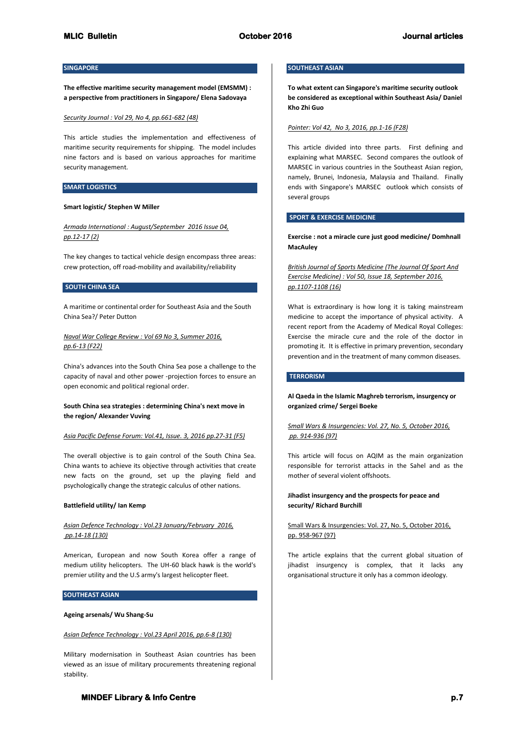## SINGAPORE

**The effective maritime security management model (EMSMM) : a perspective from practitioners in Singapore/ Elena Sadovaya**

*Security Journal : Vol 29, No 4, pp.661-682 (48)*

This article studies the implementation and effectiveness of maritime security requirements for shipping. The model includes nine factors and is based on various approaches for maritime security management.

## SMART LOGISTICS

**Smart logistic/ Stephen W Miller**

*Armada International : August/September 2016 Issue 04, pp.12-17 (2)*

The key changes to tactical vehicle design encompass three areas: crew protection, off road-mobility and availability/reliability

## SOUTH CHINA SEA

A maritime or continental order for Southeast Asia and the South China Sea?/ Peter Dutton

*Naval War College Review : Vol 69 No 3, Summer 2016, pp.6-13 (F22)*

China's advances into the South China Sea pose a challenge to the capacity of naval and other power -projection forces to ensure an open economic and political regional order.

**South China sea strategies : determining China's next move in the region/ Alexander Vuving**

*Asia Pacific Defense Forum: Vol.41, Issue. 3, 2016 pp.27-31 (F5)*

The overall objective is to gain control of the South China Sea. China wants to achieve its objective through activities that create new facts on the ground, set up the playing field and psychologically change the strategic calculus of other nations.

**Battlefield utility/ Ian Kemp**

*Asian Defence Technology : Vol.23 January/February 2016, pp.14-18 (130)*

American, European and now South Korea offer a range of medium utility helicopters. The UH-60 black hawk is the world's premier utility and the U.S army's largest helicopter fleet.

## SOUTHEAST ASIAN

**Ageing arsenals/ Wu Shang-Su**

*Asian Defence Technology : Vol.23 April 2016, pp.6-8 (130)*

Military modernisation in Southeast Asian countries has been viewed as an issue of military procurements threatening regional stability.

## SOUTHEAST ASIAN

**To what extent can Singapore's maritime security outlook be considered as exceptional within Southeast Asia/ Daniel Kho Zhi Guo**

*Pointer: Vol 42, No 3, 2016, pp.1-16 (F28)*

This article divided into three parts. First defining and explaining what MARSEC. Second compares the outlook of MARSEC in various countries in the Southeast Asian region, namely, Brunei, Indonesia, Malaysia and Thailand. Finally ends with Singapore's MARSEC outlook which consists of several groups

## SPORT & EXERCISE MEDICINE

**Exercise : not a miracle cure just good medicine/ Domhnall MacAuley**

*British Journal of Sports Medicine (The Journal Of Sport And Exercise Medicine) : Vol 50, Issue 18, September 2016, pp.1107-1108 (16)*

What is extraordinary is how long it is taking mainstream medicine to accept the importance of physical activity. A recent report from the Academy of Medical Royal Colleges: Exercise the miracle cure and the role of the doctor in promoting it. It is effective in primary prevention, secondary prevention and in the treatment of many common diseases.

## TERRORISM

**Al Qaeda in the Islamic Maghreb terrorism, insurgency or organized crime/ Sergei Boeke**

*Small Wars & Insurgencies: Vol. 27, No. 5, October 2016, pp. 914-936 (97)*

This article will focus on AQIM as the main organization responsible for terrorist attacks in the Sahel and as the mother of several violent offshoots.

**Jihadist insurgency and the prospects for peace and security/ Richard Burchill**

Small Wars & Insurgencies: Vol. 27, No. 5, October 2016, pp. 958-967 (97)

The article explains that the current global situation of jihadist insurgency is complex, that it lacks any organisational structure it only has a common ideology.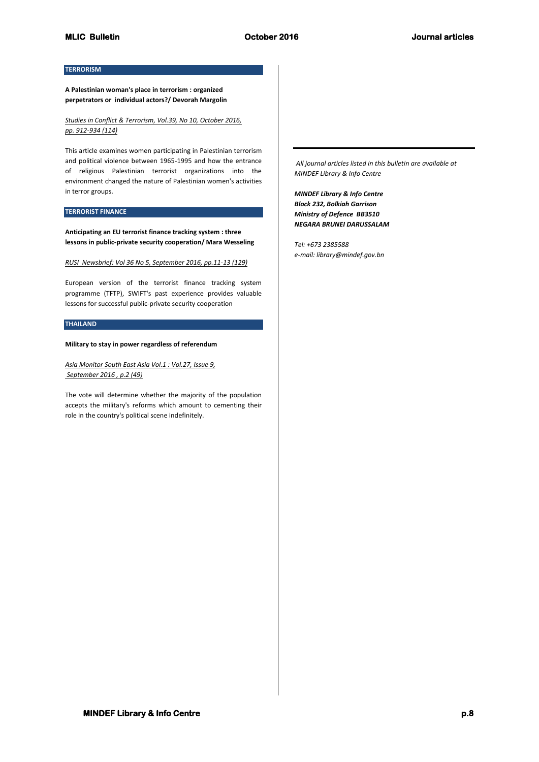## TERRORISM

**A Palestinian woman's place in terrorism : organized perpetrators or individual actors?/ Devorah Margolin**

*Studies in Conflict & Terrorism, Vol.39, No 10, October 2016, pp. 912-934 (114)*

This article examines women participating in Palestinian terrorism and political violence between 1965-1995 and how the entrance of religious Palestinian terrorist organizations into the environment changed the nature of Palestinian women's activities in terror groups.

## TERRORIST FINANCE

**Anticipating an EU terrorist finance tracking system : three lessons in public-private security cooperation/ Mara Wesseling**

*RUSI Newsbrief: Vol 36 No 5, September 2016, pp.11-13 (129)*

European version of the terrorist finance tracking system programme (TFTP), SWIFT's past experience provides valuable lessons for successful public-private security cooperation

## THAILAND

**Military to stay in power regardless of referendum**

*Asia Monitor South East Asia Vol.1 : Vol.27, Issue 9, September 2016 , p.2 (49)*

The vote will determine whether the majority of the population accepts the military's reforms which amount to cementing their role in the country's political scene indefinitely.

---

*All journal articles listed in this bulletin are available at MINDEF Library & Info Centre*

***MINDEF Library & Info Centre***
***Block 232, Bolkiah Garrison***
***Ministry of Defence BB3510***
***NEGARA BRUNEI DARUSSALAM***

*Tel: +673 2385588*
*e-mail: library@mindef.gov.bn*